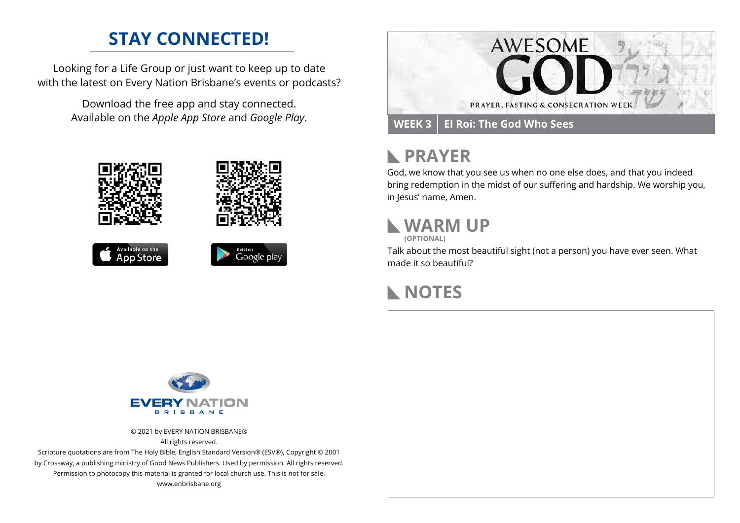## STAY CONNECTED!

Looking for a Life Group or just want to keep up to date with the latest on Every Nation Brisbane's events or podcasts?

Download the free app and stay connected. Available on the *Apple App Store* and *Google Play*.

Available on the App Store

Get it on Google play

EVERY NATION BRISBANE

© 2021 by EVERY NATION BRISBANE®
All rights reserved.
Scripture quotations are from The Holy Bible, English Standard Version® (ESV®), Copyright © 2001 by Crossway, a publishing ministry of Good News Publishers. Used by permission. All rights reserved.
Permission to photocopy this material is granted for local church use. This is not for sale.
www.enbrisbane.org

# AWESOME GOD

PRAYER, FASTING & CONSECRATION WEEK

**WEEK 3** | **El Roi: The God Who Sees**

## PRAYER

God, we know that you see us when no one else does, and that you indeed bring redemption in the midst of our suffering and hardship. We worship you, in Jesus' name, Amen.

## WARM UP

**(OPTIONAL)**

Talk about the most beautiful sight (not a person) you have ever seen. What made it so beautiful?

## NOTES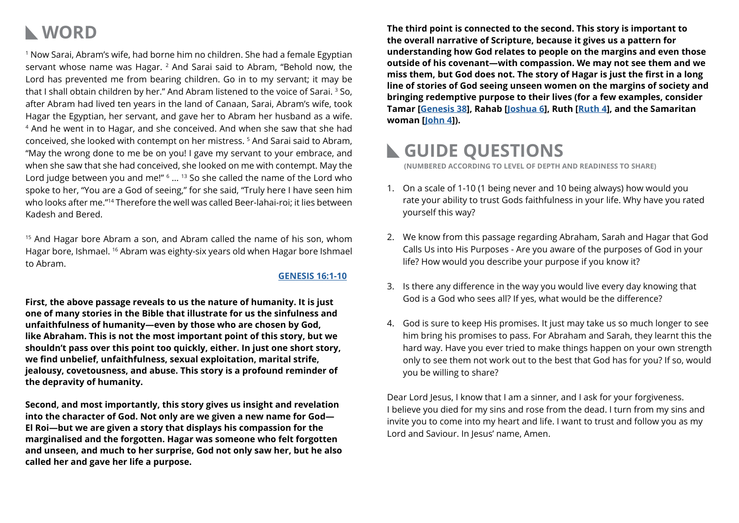## WORD

[1] Now Sarai, Abram's wife, had borne him no children. She had a female Egyptian servant whose name was Hagar. [2] And Sarai said to Abram, "Behold now, the Lord has prevented me from bearing children. Go in to my servant; it may be that I shall obtain children by her." And Abram listened to the voice of Sarai. [3] So, after Abram had lived ten years in the land of Canaan, Sarai, Abram's wife, took Hagar the Egyptian, her servant, and gave her to Abram her husband as a wife. [4] And he went in to Hagar, and she conceived. And when she saw that she had conceived, she looked with contempt on her mistress. [5] And Sarai said to Abram, "May the wrong done to me be on you! I gave my servant to your embrace, and when she saw that she had conceived, she looked on me with contempt. May the Lord judge between you and me!" [6] ... [13] So she called the name of the Lord who spoke to her, "You are a God of seeing," for she said, "Truly here I have seen him who looks after me."[14] Therefore the well was called Beer-lahai-roi; it lies between Kadesh and Bered.

[15] And Hagar bore Abram a son, and Abram called the name of his son, whom Hagar bore, Ishmael. [16] Abram was eighty-six years old when Hagar bore Ishmael to Abram.

GENESIS 16:1-10

**First, the above passage reveals to us the nature of humanity. It is just one of many stories in the Bible that illustrate for us the sinfulness and unfaithfulness of humanity—even by those who are chosen by God, like Abraham. This is not the most important point of this story, but we shouldn't pass over this point too quickly, either. In just one short story, we find unbelief, unfaithfulness, sexual exploitation, marital strife, jealousy, covetousness, and abuse. This story is a profound reminder of the depravity of humanity.**

**Second, and most importantly, this story gives us insight and revelation into the character of God. Not only are we given a new name for God—El Roi—but we are given a story that displays his compassion for the marginalised and the forgotten. Hagar was someone who felt forgotten and unseen, and much to her surprise, God not only saw her, but he also called her and gave her life a purpose.**

**The third point is connected to the second. This story is important to the overall narrative of Scripture, because it gives us a pattern for understanding how God relates to people on the margins and even those outside of his covenant—with compassion. We may not see them and we miss them, but God does not. The story of Hagar is just the first in a long line of stories of God seeing unseen women on the margins of society and bringing redemptive purpose to their lives (for a few examples, consider Tamar [Genesis 38], Rahab [Joshua 6], Ruth [Ruth 4], and the Samaritan woman [John 4]).**

## GUIDE QUESTIONS

(NUMBERED ACCORDING TO LEVEL OF DEPTH AND READINESS TO SHARE)

1. On a scale of 1-10 (1 being never and 10 being always) how would you rate your ability to trust Gods faithfulness in your life. Why have you rated yourself this way?

2. We know from this passage regarding Abraham, Sarah and Hagar that God Calls Us into His Purposes - Are you aware of the purposes of God in your life? How would you describe your purpose if you know it?

3. Is there any difference in the way you would live every day knowing that God is a God who sees all? If yes, what would be the difference?

4. God is sure to keep His promises. It just may take us so much longer to see him bring his promises to pass. For Abraham and Sarah, they learnt this the hard way. Have you ever tried to make things happen on your own strength only to see them not work out to the best that God has for you? If so, would you be willing to share?

Dear Lord Jesus, I know that I am a sinner, and I ask for your forgiveness. I believe you died for my sins and rose from the dead. I turn from my sins and invite you to come into my heart and life. I want to trust and follow you as my Lord and Saviour. In Jesus' name, Amen.